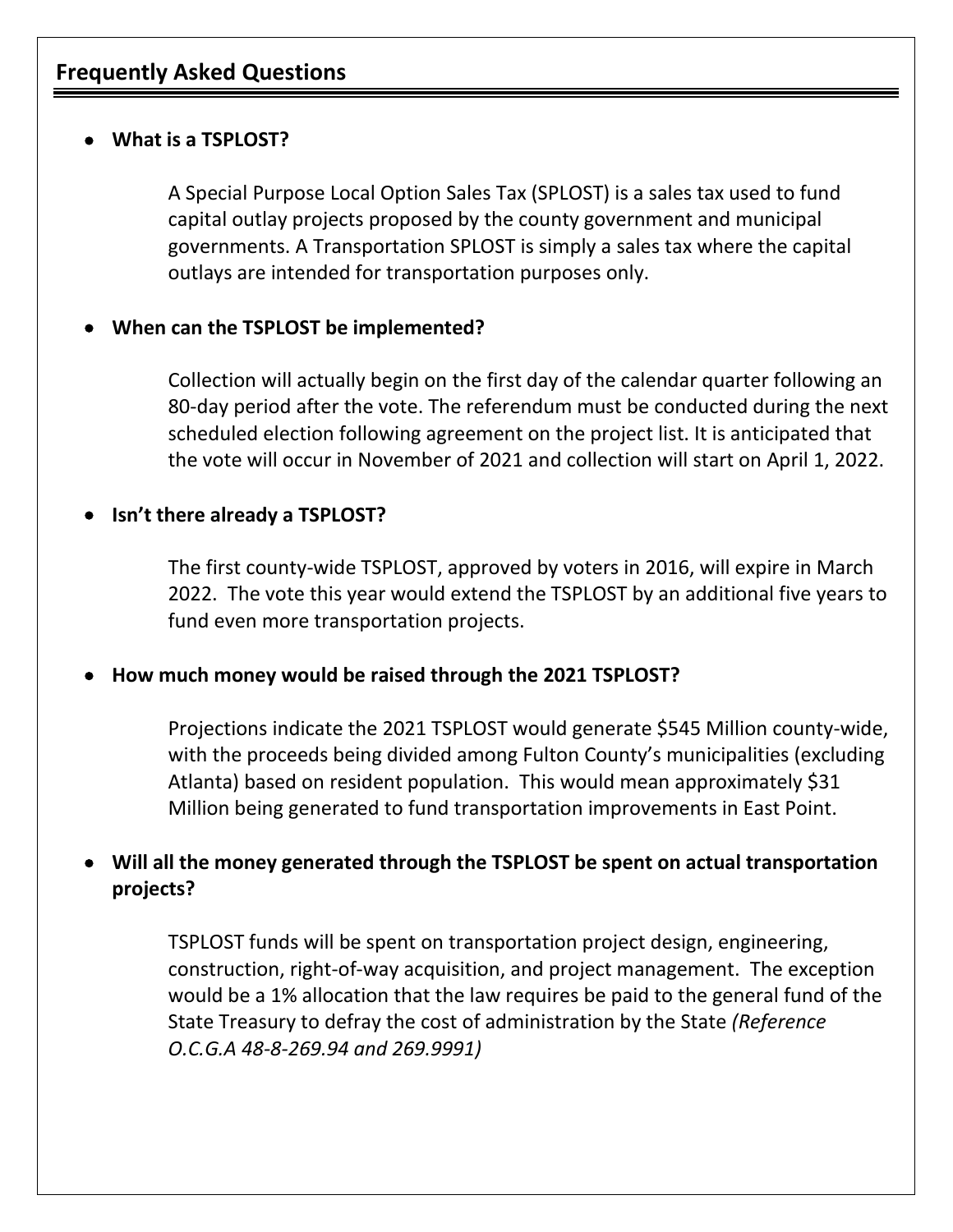## Frequently Asked Questions

- **What is a TSPLOST?**

  A Special Purpose Local Option Sales Tax (SPLOST) is a sales tax used to fund capital outlay projects proposed by the county government and municipal governments. A Transportation SPLOST is simply a sales tax where the capital outlays are intended for transportation purposes only.

- **When can the TSPLOST be implemented?**

  Collection will actually begin on the first day of the calendar quarter following an 80-day period after the vote. The referendum must be conducted during the next scheduled election following agreement on the project list. It is anticipated that the vote will occur in November of 2021 and collection will start on April 1, 2022.

- **Isn't there already a TSPLOST?**

  The first county-wide TSPLOST, approved by voters in 2016, will expire in March 2022. The vote this year would extend the TSPLOST by an additional five years to fund even more transportation projects.

- **How much money would be raised through the 2021 TSPLOST?**

  Projections indicate the 2021 TSPLOST would generate $545 Million county-wide, with the proceeds being divided among Fulton County's municipalities (excluding Atlanta) based on resident population. This would mean approximately $31 Million being generated to fund transportation improvements in East Point.

- **Will all the money generated through the TSPLOST be spent on actual transportation projects?**

  TSPLOST funds will be spent on transportation project design, engineering, construction, right-of-way acquisition, and project management. The exception would be a 1% allocation that the law requires be paid to the general fund of the State Treasury to defray the cost of administration by the State *(Reference O.C.G.A 48-8-269.94 and 269.9991)*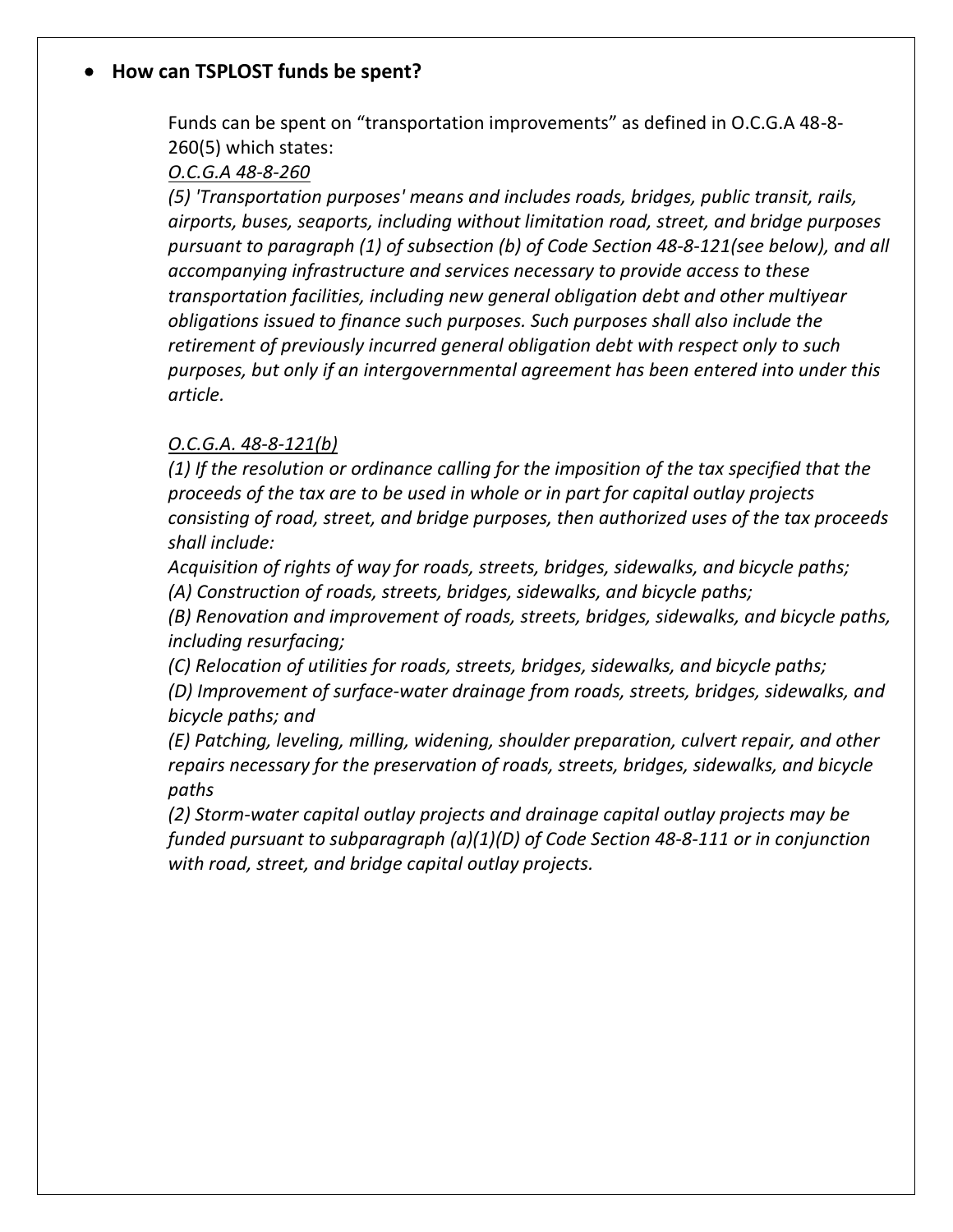- **How can TSPLOST funds be spent?**

  Funds can be spent on "transportation improvements" as defined in O.C.G.A 48-8-260(5) which states:

  <u>*O.C.G.A 48-8-260*</u>

  *(5) 'Transportation purposes' means and includes roads, bridges, public transit, rails, airports, buses, seaports, including without limitation road, street, and bridge purposes pursuant to paragraph (1) of subsection (b) of Code Section 48-8-121(see below), and all accompanying infrastructure and services necessary to provide access to these transportation facilities, including new general obligation debt and other multiyear obligations issued to finance such purposes. Such purposes shall also include the retirement of previously incurred general obligation debt with respect only to such purposes, but only if an intergovernmental agreement has been entered into under this article.*

  <u>*O.C.G.A. 48-8-121(b)*</u>

  *(1) If the resolution or ordinance calling for the imposition of the tax specified that the proceeds of the tax are to be used in whole or in part for capital outlay projects consisting of road, street, and bridge purposes, then authorized uses of the tax proceeds shall include:*

  *Acquisition of rights of way for roads, streets, bridges, sidewalks, and bicycle paths;*

  *(A) Construction of roads, streets, bridges, sidewalks, and bicycle paths;*

  *(B) Renovation and improvement of roads, streets, bridges, sidewalks, and bicycle paths, including resurfacing;*

  *(C) Relocation of utilities for roads, streets, bridges, sidewalks, and bicycle paths;*

  *(D) Improvement of surface-water drainage from roads, streets, bridges, sidewalks, and bicycle paths; and*

  *(E) Patching, leveling, milling, widening, shoulder preparation, culvert repair, and other repairs necessary for the preservation of roads, streets, bridges, sidewalks, and bicycle paths*

  *(2) Storm-water capital outlay projects and drainage capital outlay projects may be funded pursuant to subparagraph (a)(1)(D) of Code Section 48-8-111 or in conjunction with road, street, and bridge capital outlay projects.*